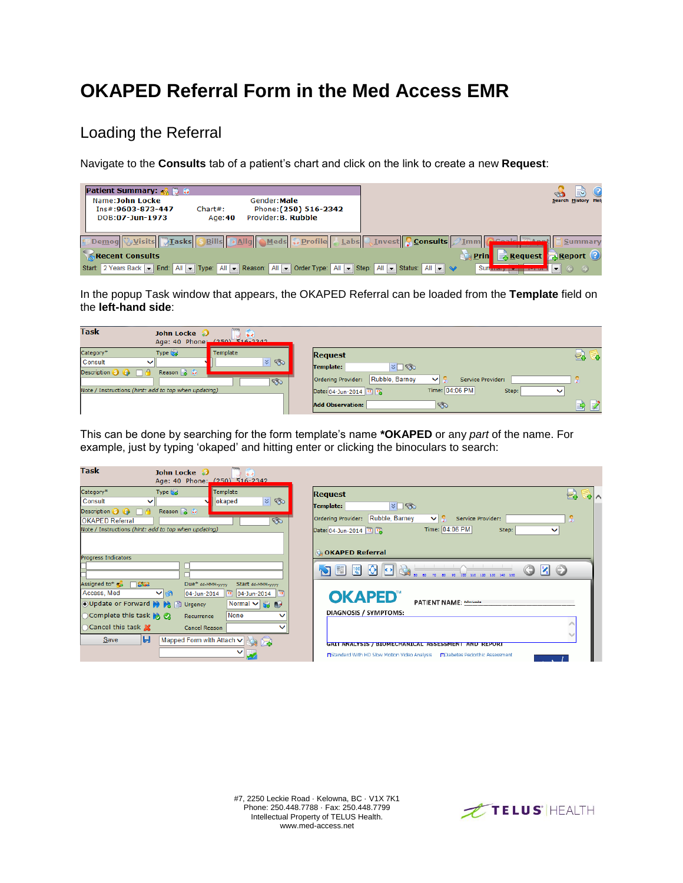# OKAPED Referral Form in the Med Access EMR

## Loading the Referral

Navigate to the **Consults** tab of a patient's chart and click on the link to create a new **Request**:

In the popup Task window that appears, the OKAPED Referral can be loaded from the **Template** field on the **left-hand side**:

This can be done by searching for the form template's name ***OKAPED** or any *part* of the name. For example, just by typing 'okaped' and hitting enter or clicking the binoculars to search: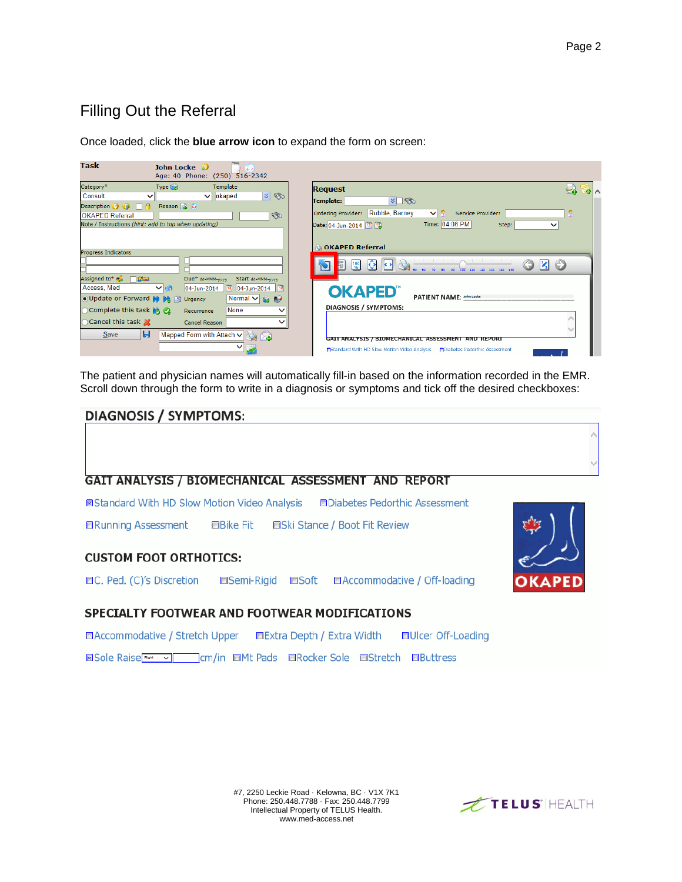## Filling Out the Referral

Once loaded, click the **blue arrow icon** to expand the form on screen:

The patient and physician names will automatically fill-in based on the information recorded in the EMR. Scroll down through the form to write in a diagnosis or symptoms and tick off the desired checkboxes:

#7, 2250 Leckie Road · Kelowna, BC · V1X 7K1
Phone: 250.448.7788 · Fax: 250.448.7799
Intellectual Property of TELUS Health.
www.med-access.net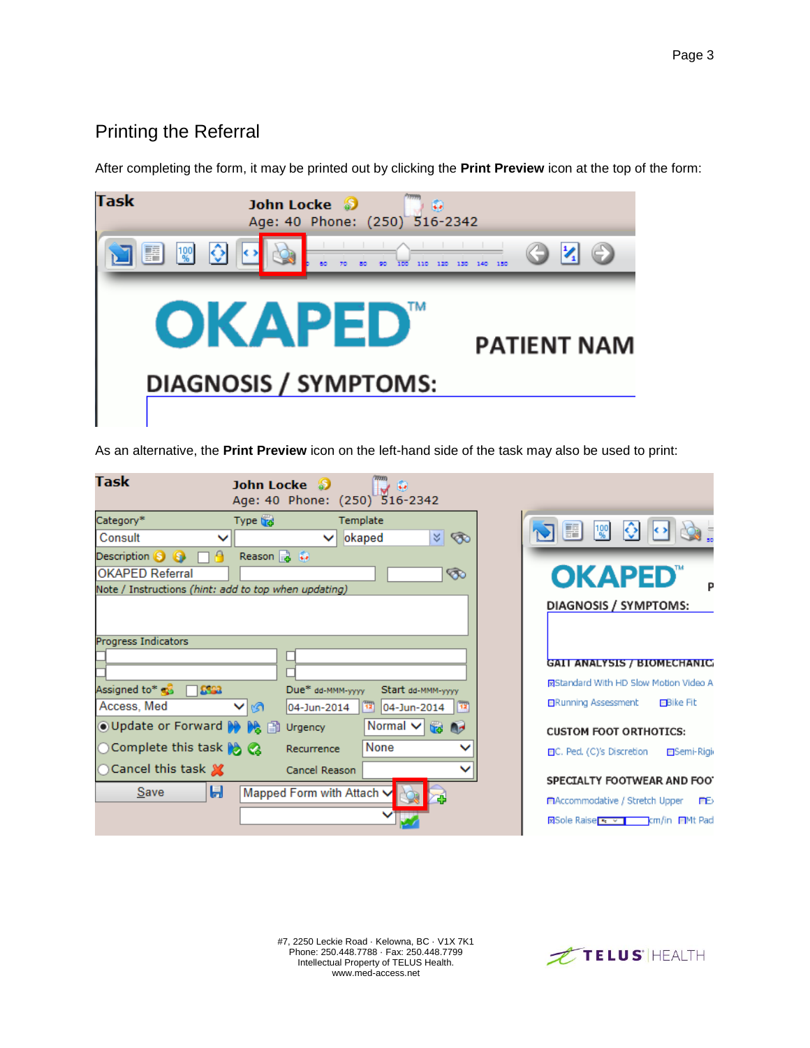## Printing the Referral

After completing the form, it may be printed out by clicking the **Print Preview** icon at the top of the form:

As an alternative, the **Print Preview** icon on the left-hand side of the task may also be used to print: